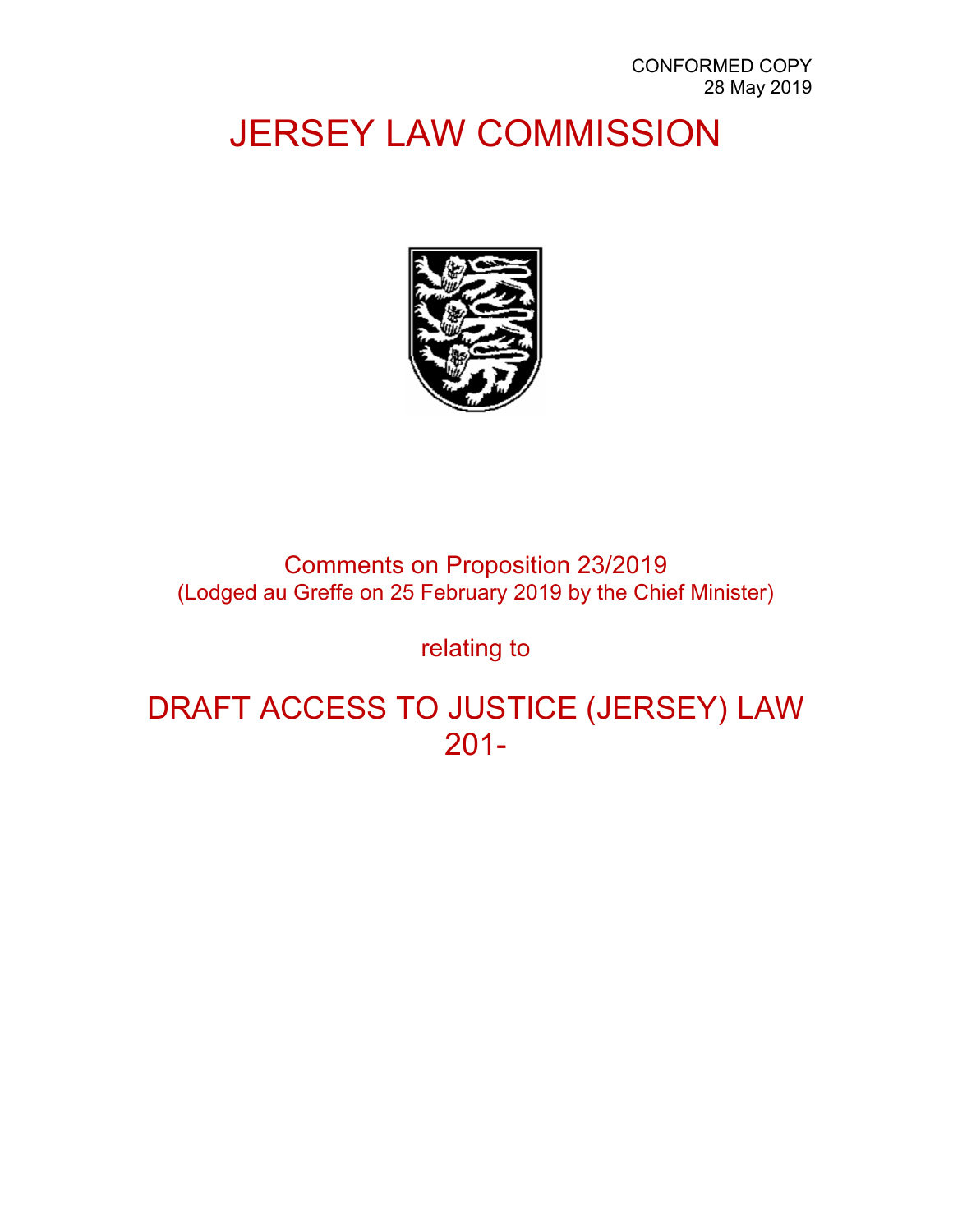CONFORMED COPY
28 May 2019

# JERSEY LAW COMMISSION

Comments on Proposition 23/2019
(Lodged au Greffe on 25 February 2019 by the Chief Minister)

relating to

# DRAFT ACCESS TO JUSTICE (JERSEY) LAW 201-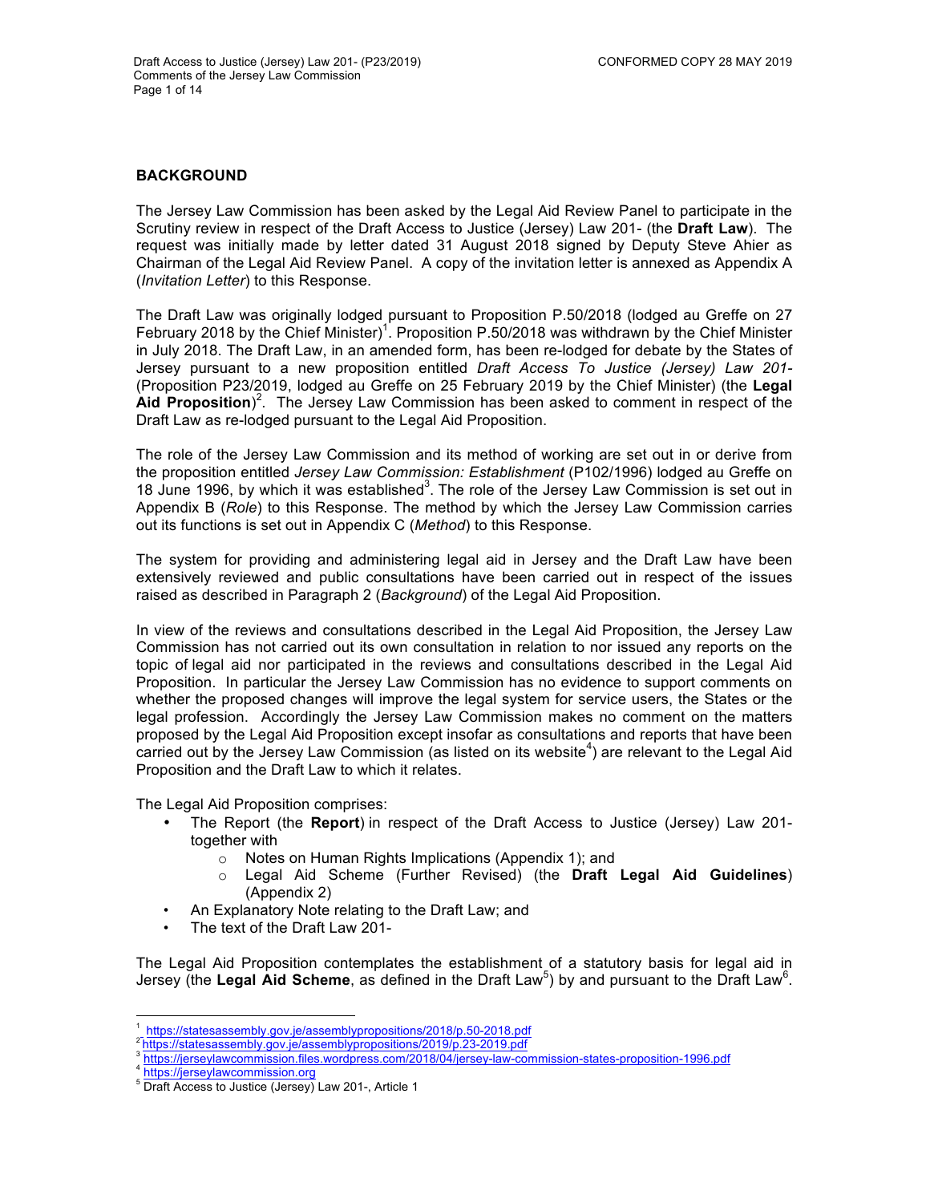## BACKGROUND

The Jersey Law Commission has been asked by the Legal Aid Review Panel to participate in the Scrutiny review in respect of the Draft Access to Justice (Jersey) Law 201- (the **Draft Law**). The request was initially made by letter dated 31 August 2018 signed by Deputy Steve Ahier as Chairman of the Legal Aid Review Panel. A copy of the invitation letter is annexed as Appendix A (*Invitation Letter*) to this Response.

The Draft Law was originally lodged pursuant to Proposition P.50/2018 (lodged au Greffe on 27 February 2018 by the Chief Minister)[1]. Proposition P.50/2018 was withdrawn by the Chief Minister in July 2018. The Draft Law, in an amended form, has been re-lodged for debate by the States of Jersey pursuant to a new proposition entitled *Draft Access To Justice (Jersey) Law 201-* (Proposition P23/2019, lodged au Greffe on 25 February 2019 by the Chief Minister) (the **Legal Aid Proposition**)[2]. The Jersey Law Commission has been asked to comment in respect of the Draft Law as re-lodged pursuant to the Legal Aid Proposition.

The role of the Jersey Law Commission and its method of working are set out in or derive from the proposition entitled *Jersey Law Commission: Establishment* (P102/1996) lodged au Greffe on 18 June 1996, by which it was established[3]. The role of the Jersey Law Commission is set out in Appendix B (*Role*) to this Response. The method by which the Jersey Law Commission carries out its functions is set out in Appendix C (*Method*) to this Response.

The system for providing and administering legal aid in Jersey and the Draft Law have been extensively reviewed and public consultations have been carried out in respect of the issues raised as described in Paragraph 2 (*Background*) of the Legal Aid Proposition.

In view of the reviews and consultations described in the Legal Aid Proposition, the Jersey Law Commission has not carried out its own consultation in relation to nor issued any reports on the topic of legal aid nor participated in the reviews and consultations described in the Legal Aid Proposition. In particular the Jersey Law Commission has no evidence to support comments on whether the proposed changes will improve the legal system for service users, the States or the legal profession. Accordingly the Jersey Law Commission makes no comment on the matters proposed by the Legal Aid Proposition except insofar as consultations and reports that have been carried out by the Jersey Law Commission (as listed on its website[4]) are relevant to the Legal Aid Proposition and the Draft Law to which it relates.

The Legal Aid Proposition comprises:

- The Report (the **Report**) in respect of the Draft Access to Justice (Jersey) Law 201- together with
  - Notes on Human Rights Implications (Appendix 1); and
  - Legal Aid Scheme (Further Revised) (the **Draft Legal Aid Guidelines**) (Appendix 2)
- An Explanatory Note relating to the Draft Law; and
- The text of the Draft Law 201-

The Legal Aid Proposition contemplates the establishment of a statutory basis for legal aid in Jersey (the **Legal Aid Scheme**, as defined in the Draft Law[5]) by and pursuant to the Draft Law[6].

---

[1] https://statesassembly.gov.je/assemblypropositions/2018/p.50-2018.pdf

[2] https://statesassembly.gov.je/assemblypropositions/2019/p.23-2019.pdf

[3] https://jerseylawcommission.files.wordpress.com/2018/04/jersey-law-commission-states-proposition-1996.pdf

[4] https://jerseylawcommission.org

[5] Draft Access to Justice (Jersey) Law 201-, Article 1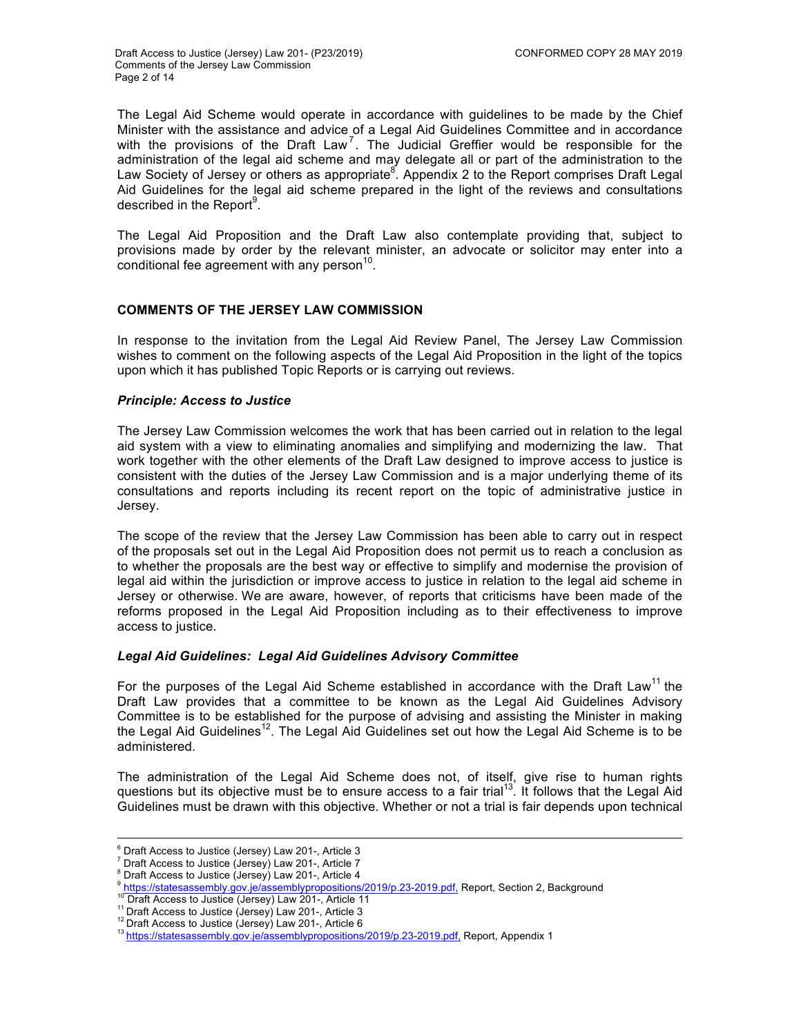The Legal Aid Scheme would operate in accordance with guidelines to be made by the Chief Minister with the assistance and advice of a Legal Aid Guidelines Committee and in accordance with the provisions of the Draft Law[7]. The Judicial Greffier would be responsible for the administration of the legal aid scheme and may delegate all or part of the administration to the Law Society of Jersey or others as appropriate[8]. Appendix 2 to the Report comprises Draft Legal Aid Guidelines for the legal aid scheme prepared in the light of the reviews and consultations described in the Report[9].

The Legal Aid Proposition and the Draft Law also contemplate providing that, subject to provisions made by order by the relevant minister, an advocate or solicitor may enter into a conditional fee agreement with any person[10].

## COMMENTS OF THE JERSEY LAW COMMISSION

In response to the invitation from the Legal Aid Review Panel, The Jersey Law Commission wishes to comment on the following aspects of the Legal Aid Proposition in the light of the topics upon which it has published Topic Reports or is carrying out reviews.

### *Principle: Access to Justice*

The Jersey Law Commission welcomes the work that has been carried out in relation to the legal aid system with a view to eliminating anomalies and simplifying and modernizing the law. That work together with the other elements of the Draft Law designed to improve access to justice is consistent with the duties of the Jersey Law Commission and is a major underlying theme of its consultations and reports including its recent report on the topic of administrative justice in Jersey.

The scope of the review that the Jersey Law Commission has been able to carry out in respect of the proposals set out in the Legal Aid Proposition does not permit us to reach a conclusion as to whether the proposals are the best way or effective to simplify and modernise the provision of legal aid within the jurisdiction or improve access to justice in relation to the legal aid scheme in Jersey or otherwise. We are aware, however, of reports that criticisms have been made of the reforms proposed in the Legal Aid Proposition including as to their effectiveness to improve access to justice.

### *Legal Aid Guidelines: Legal Aid Guidelines Advisory Committee*

For the purposes of the Legal Aid Scheme established in accordance with the Draft Law[11] the Draft Law provides that a committee to be known as the Legal Aid Guidelines Advisory Committee is to be established for the purpose of advising and assisting the Minister in making the Legal Aid Guidelines[12]. The Legal Aid Guidelines set out how the Legal Aid Scheme is to be administered.

The administration of the Legal Aid Scheme does not, of itself, give rise to human rights questions but its objective must be to ensure access to a fair trial[13]. It follows that the Legal Aid Guidelines must be drawn with this objective. Whether or not a trial is fair depends upon technical

---

[6] Draft Access to Justice (Jersey) Law 201-, Article 3
[7] Draft Access to Justice (Jersey) Law 201-, Article 7
[8] Draft Access to Justice (Jersey) Law 201-, Article 4
[9] https://statesassembly.gov.je/assemblypropositions/2019/p.23-2019.pdf, Report, Section 2, Background
[10] Draft Access to Justice (Jersey) Law 201-, Article 11
[11] Draft Access to Justice (Jersey) Law 201-, Article 3
[12] Draft Access to Justice (Jersey) Law 201-, Article 6
[13] https://statesassembly.gov.je/assemblypropositions/2019/p.23-2019.pdf, Report, Appendix 1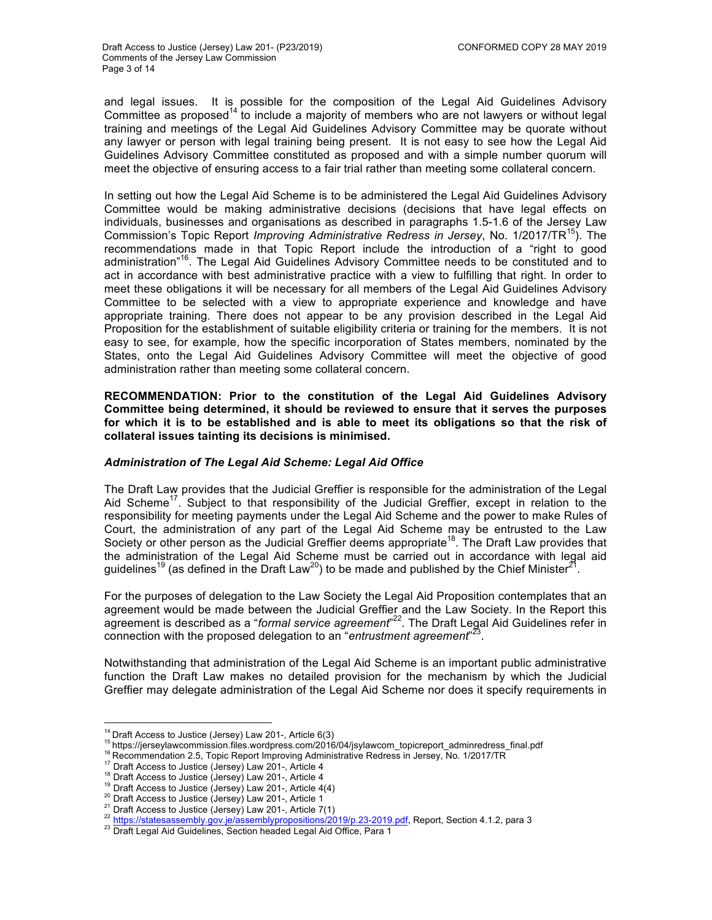and legal issues. It is possible for the composition of the Legal Aid Guidelines Advisory Committee as proposed[14] to include a majority of members who are not lawyers or without legal training and meetings of the Legal Aid Guidelines Advisory Committee may be quorate without any lawyer or person with legal training being present. It is not easy to see how the Legal Aid Guidelines Advisory Committee constituted as proposed and with a simple number quorum will meet the objective of ensuring access to a fair trial rather than meeting some collateral concern.

In setting out how the Legal Aid Scheme is to be administered the Legal Aid Guidelines Advisory Committee would be making administrative decisions (decisions that have legal effects on individuals, businesses and organisations as described in paragraphs 1.5-1.6 of the Jersey Law Commission's Topic Report *Improving Administrative Redress in Jersey*, No. 1/2017/TR[15]). The recommendations made in that Topic Report include the introduction of a "right to good administration"[16]. The Legal Aid Guidelines Advisory Committee needs to be constituted and to act in accordance with best administrative practice with a view to fulfilling that right. In order to meet these obligations it will be necessary for all members of the Legal Aid Guidelines Advisory Committee to be selected with a view to appropriate experience and knowledge and have appropriate training. There does not appear to be any provision described in the Legal Aid Proposition for the establishment of suitable eligibility criteria or training for the members. It is not easy to see, for example, how the specific incorporation of States members, nominated by the States, onto the Legal Aid Guidelines Advisory Committee will meet the objective of good administration rather than meeting some collateral concern.

**RECOMMENDATION: Prior to the constitution of the Legal Aid Guidelines Advisory Committee being determined, it should be reviewed to ensure that it serves the purposes for which it is to be established and is able to meet its obligations so that the risk of collateral issues tainting its decisions is minimised.**

### *Administration of The Legal Aid Scheme: Legal Aid Office*

The Draft Law provides that the Judicial Greffier is responsible for the administration of the Legal Aid Scheme[17]. Subject to that responsibility of the Judicial Greffier, except in relation to the responsibility for meeting payments under the Legal Aid Scheme and the power to make Rules of Court, the administration of any part of the Legal Aid Scheme may be entrusted to the Law Society or other person as the Judicial Greffier deems appropriate[18]. The Draft Law provides that the administration of the Legal Aid Scheme must be carried out in accordance with legal aid guidelines[19] (as defined in the Draft Law[20]) to be made and published by the Chief Minister[21].

For the purposes of delegation to the Law Society the Legal Aid Proposition contemplates that an agreement would be made between the Judicial Greffier and the Law Society. In the Report this agreement is described as a "*formal service agreement*"[22]. The Draft Legal Aid Guidelines refer in connection with the proposed delegation to an "*entrustment agreement*"[23].

Notwithstanding that administration of the Legal Aid Scheme is an important public administrative function the Draft Law makes no detailed provision for the mechanism by which the Judicial Greffier may delegate administration of the Legal Aid Scheme nor does it specify requirements in

---

[14] Draft Access to Justice (Jersey) Law 201-, Article 6(3)
[15] https://jerseylawcommission.files.wordpress.com/2016/04/jsylawcom_topicreport_adminredress_final.pdf
[16] Recommendation 2.5, Topic Report Improving Administrative Redress in Jersey, No. 1/2017/TR
[17] Draft Access to Justice (Jersey) Law 201-, Article 4
[18] Draft Access to Justice (Jersey) Law 201-, Article 4
[19] Draft Access to Justice (Jersey) Law 201-, Article 4(4)
[20] Draft Access to Justice (Jersey) Law 201-, Article 1
[21] Draft Access to Justice (Jersey) Law 201-, Article 7(1)
[22] https://statesassembly.gov.je/assemblypropositions/2019/p.23-2019.pdf, Report, Section 4.1.2, para 3
[23] Draft Legal Aid Guidelines, Section headed Legal Aid Office, Para 1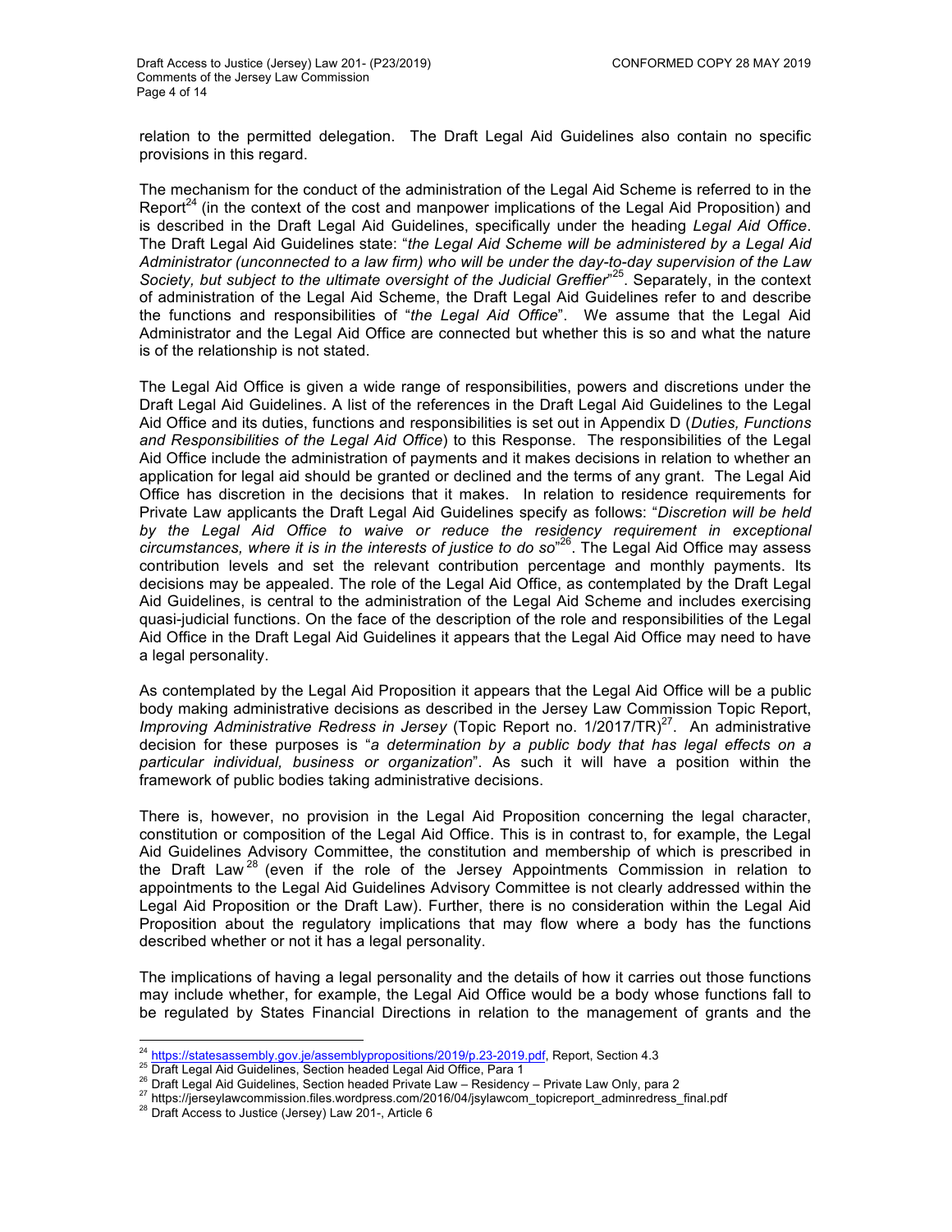relation to the permitted delegation. The Draft Legal Aid Guidelines also contain no specific provisions in this regard.

The mechanism for the conduct of the administration of the Legal Aid Scheme is referred to in the Report[24] (in the context of the cost and manpower implications of the Legal Aid Proposition) and is described in the Draft Legal Aid Guidelines, specifically under the heading *Legal Aid Office*. The Draft Legal Aid Guidelines state: "*the Legal Aid Scheme will be administered by a Legal Aid Administrator (unconnected to a law firm) who will be under the day-to-day supervision of the Law Society, but subject to the ultimate oversight of the Judicial Greffier*"[25]. Separately, in the context of administration of the Legal Aid Scheme, the Draft Legal Aid Guidelines refer to and describe the functions and responsibilities of "*the Legal Aid Office*". We assume that the Legal Aid Administrator and the Legal Aid Office are connected but whether this is so and what the nature is of the relationship is not stated.

The Legal Aid Office is given a wide range of responsibilities, powers and discretions under the Draft Legal Aid Guidelines. A list of the references in the Draft Legal Aid Guidelines to the Legal Aid Office and its duties, functions and responsibilities is set out in Appendix D (*Duties, Functions and Responsibilities of the Legal Aid Office*) to this Response. The responsibilities of the Legal Aid Office include the administration of payments and it makes decisions in relation to whether an application for legal aid should be granted or declined and the terms of any grant. The Legal Aid Office has discretion in the decisions that it makes. In relation to residence requirements for Private Law applicants the Draft Legal Aid Guidelines specify as follows: "*Discretion will be held by the Legal Aid Office to waive or reduce the residency requirement in exceptional circumstances, where it is in the interests of justice to do so*"[26]. The Legal Aid Office may assess contribution levels and set the relevant contribution percentage and monthly payments. Its decisions may be appealed. The role of the Legal Aid Office, as contemplated by the Draft Legal Aid Guidelines, is central to the administration of the Legal Aid Scheme and includes exercising quasi-judicial functions. On the face of the description of the role and responsibilities of the Legal Aid Office in the Draft Legal Aid Guidelines it appears that the Legal Aid Office may need to have a legal personality.

As contemplated by the Legal Aid Proposition it appears that the Legal Aid Office will be a public body making administrative decisions as described in the Jersey Law Commission Topic Report, *Improving Administrative Redress in Jersey* (Topic Report no. 1/2017/TR)[27]. An administrative decision for these purposes is "*a determination by a public body that has legal effects on a particular individual, business or organization*". As such it will have a position within the framework of public bodies taking administrative decisions.

There is, however, no provision in the Legal Aid Proposition concerning the legal character, constitution or composition of the Legal Aid Office. This is in contrast to, for example, the Legal Aid Guidelines Advisory Committee, the constitution and membership of which is prescribed in the Draft Law[28] (even if the role of the Jersey Appointments Commission in relation to appointments to the Legal Aid Guidelines Advisory Committee is not clearly addressed within the Legal Aid Proposition or the Draft Law). Further, there is no consideration within the Legal Aid Proposition about the regulatory implications that may flow where a body has the functions described whether or not it has a legal personality.

The implications of having a legal personality and the details of how it carries out those functions may include whether, for example, the Legal Aid Office would be a body whose functions fall to be regulated by States Financial Directions in relation to the management of grants and the

---

[24] https://statesassembly.gov.je/assemblypropositions/2019/p.23-2019.pdf, Report, Section 4.3

[25] Draft Legal Aid Guidelines, Section headed Legal Aid Office, Para 1

[26] Draft Legal Aid Guidelines, Section headed Private Law – Residency – Private Law Only, para 2

[27] https://jerseylawcommission.files.wordpress.com/2016/04/jsylawcom_topicreport_adminredress_final.pdf

[28] Draft Access to Justice (Jersey) Law 201-, Article 6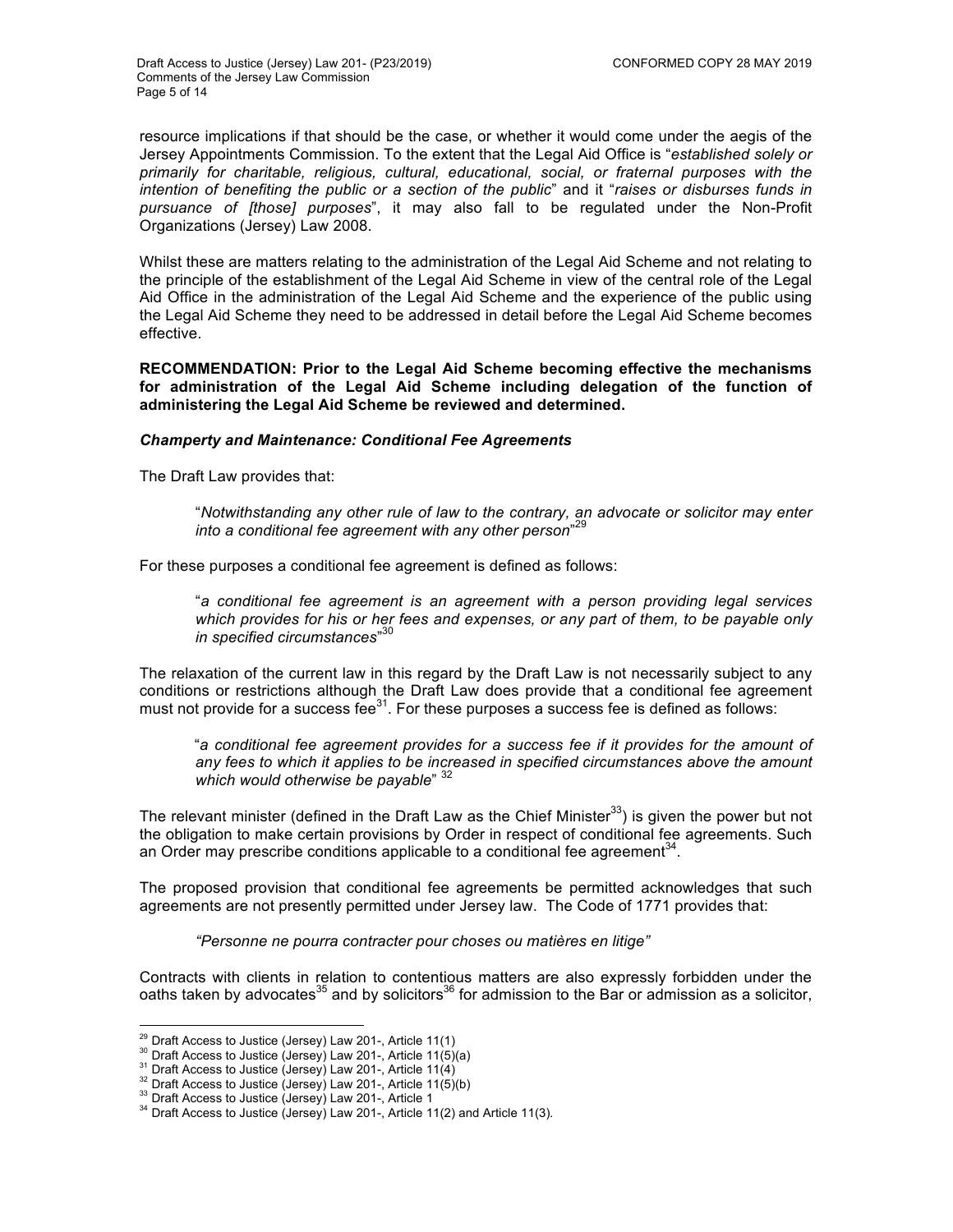resource implications if that should be the case, or whether it would come under the aegis of the Jersey Appointments Commission. To the extent that the Legal Aid Office is "*established solely or primarily for charitable, religious, cultural, educational, social, or fraternal purposes with the intention of benefiting the public or a section of the public*" and it "*raises or disburses funds in pursuance of [those] purposes*", it may also fall to be regulated under the Non-Profit Organizations (Jersey) Law 2008.

Whilst these are matters relating to the administration of the Legal Aid Scheme and not relating to the principle of the establishment of the Legal Aid Scheme in view of the central role of the Legal Aid Office in the administration of the Legal Aid Scheme and the experience of the public using the Legal Aid Scheme they need to be addressed in detail before the Legal Aid Scheme becomes effective.

**RECOMMENDATION: Prior to the Legal Aid Scheme becoming effective the mechanisms for administration of the Legal Aid Scheme including delegation of the function of administering the Legal Aid Scheme be reviewed and determined.**

### *Champerty and Maintenance: Conditional Fee Agreements*

The Draft Law provides that:

> "*Notwithstanding any other rule of law to the contrary, an advocate or solicitor may enter into a conditional fee agreement with any other person*"[29]

For these purposes a conditional fee agreement is defined as follows:

> "*a conditional fee agreement is an agreement with a person providing legal services which provides for his or her fees and expenses, or any part of them, to be payable only in specified circumstances*"[30]

The relaxation of the current law in this regard by the Draft Law is not necessarily subject to any conditions or restrictions although the Draft Law does provide that a conditional fee agreement must not provide for a success fee[31]. For these purposes a success fee is defined as follows:

> "*a conditional fee agreement provides for a success fee if it provides for the amount of any fees to which it applies to be increased in specified circumstances above the amount which would otherwise be payable*" [32]

The relevant minister (defined in the Draft Law as the Chief Minister[33]) is given the power but not the obligation to make certain provisions by Order in respect of conditional fee agreements. Such an Order may prescribe conditions applicable to a conditional fee agreement[34].

The proposed provision that conditional fee agreements be permitted acknowledges that such agreements are not presently permitted under Jersey law. The Code of 1771 provides that:

> *"Personne ne pourra contracter pour choses ou matières en litige"*

Contracts with clients in relation to contentious matters are also expressly forbidden under the oaths taken by advocates[35] and by solicitors[36] for admission to the Bar or admission as a solicitor,

---

[29] Draft Access to Justice (Jersey) Law 201-, Article 11(1)
[30] Draft Access to Justice (Jersey) Law 201-, Article 11(5)(a)
[31] Draft Access to Justice (Jersey) Law 201-, Article 11(4)
[32] Draft Access to Justice (Jersey) Law 201-, Article 11(5)(b)
[33] Draft Access to Justice (Jersey) Law 201-, Article 1
[34] Draft Access to Justice (Jersey) Law 201-, Article 11(2) and Article 11(3).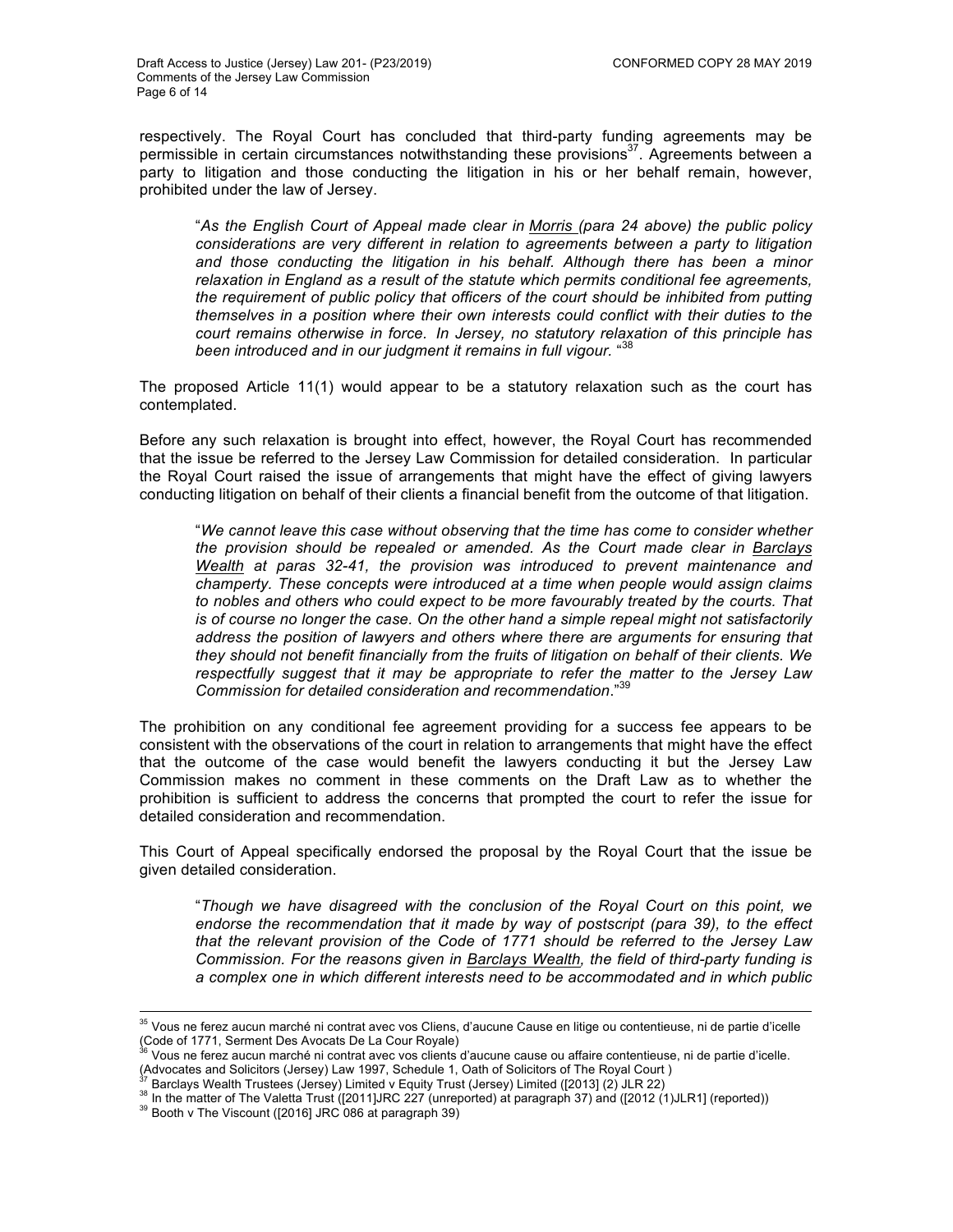respectively. The Royal Court has concluded that third-party funding agreements may be permissible in certain circumstances notwithstanding these provisions[37]. Agreements between a party to litigation and those conducting the litigation in his or her behalf remain, however, prohibited under the law of Jersey.

> "*As the English Court of Appeal made clear in Morris (para 24 above) the public policy considerations are very different in relation to agreements between a party to litigation and those conducting the litigation in his behalf. Although there has been a minor relaxation in England as a result of the statute which permits conditional fee agreements, the requirement of public policy that officers of the court should be inhibited from putting themselves in a position where their own interests could conflict with their duties to the court remains otherwise in force. In Jersey, no statutory relaxation of this principle has been introduced and in our judgment it remains in full vigour.* "[38]

The proposed Article 11(1) would appear to be a statutory relaxation such as the court has contemplated.

Before any such relaxation is brought into effect, however, the Royal Court has recommended that the issue be referred to the Jersey Law Commission for detailed consideration. In particular the Royal Court raised the issue of arrangements that might have the effect of giving lawyers conducting litigation on behalf of their clients a financial benefit from the outcome of that litigation.

> "*We cannot leave this case without observing that the time has come to consider whether the provision should be repealed or amended. As the Court made clear in Barclays Wealth at paras 32-41, the provision was introduced to prevent maintenance and champerty. These concepts were introduced at a time when people would assign claims to nobles and others who could expect to be more favourably treated by the courts. That is of course no longer the case. On the other hand a simple repeal might not satisfactorily address the position of lawyers and others where there are arguments for ensuring that they should not benefit financially from the fruits of litigation on behalf of their clients. We respectfully suggest that it may be appropriate to refer the matter to the Jersey Law Commission for detailed consideration and recommendation*."[39]

The prohibition on any conditional fee agreement providing for a success fee appears to be consistent with the observations of the court in relation to arrangements that might have the effect that the outcome of the case would benefit the lawyers conducting it but the Jersey Law Commission makes no comment in these comments on the Draft Law as to whether the prohibition is sufficient to address the concerns that prompted the court to refer the issue for detailed consideration and recommendation.

This Court of Appeal specifically endorsed the proposal by the Royal Court that the issue be given detailed consideration.

> "*Though we have disagreed with the conclusion of the Royal Court on this point, we endorse the recommendation that it made by way of postscript (para 39), to the effect that the relevant provision of the Code of 1771 should be referred to the Jersey Law Commission. For the reasons given in Barclays Wealth, the field of third-party funding is a complex one in which different interests need to be accommodated and in which public*

---

[35] Vous ne ferez aucun marché ni contrat avec vos Cliens, d'aucune Cause en litige ou contentieuse, ni de partie d'icelle (Code of 1771, Serment Des Avocats De La Cour Royale)

[36] Vous ne ferez aucun marché ni contrat avec vos clients d'aucune cause ou affaire contentieuse, ni de partie d'icelle. (Advocates and Solicitors (Jersey) Law 1997, Schedule 1, Oath of Solicitors of The Royal Court )

[37] Barclays Wealth Trustees (Jersey) Limited v Equity Trust (Jersey) Limited ([2013] (2) JLR 22)

[38] In the matter of The Valetta Trust ([2011]JRC 227 (unreported) at paragraph 37) and ([2012 (1)JLR1] (reported))

[39] Booth v The Viscount ([2016] JRC 086 at paragraph 39)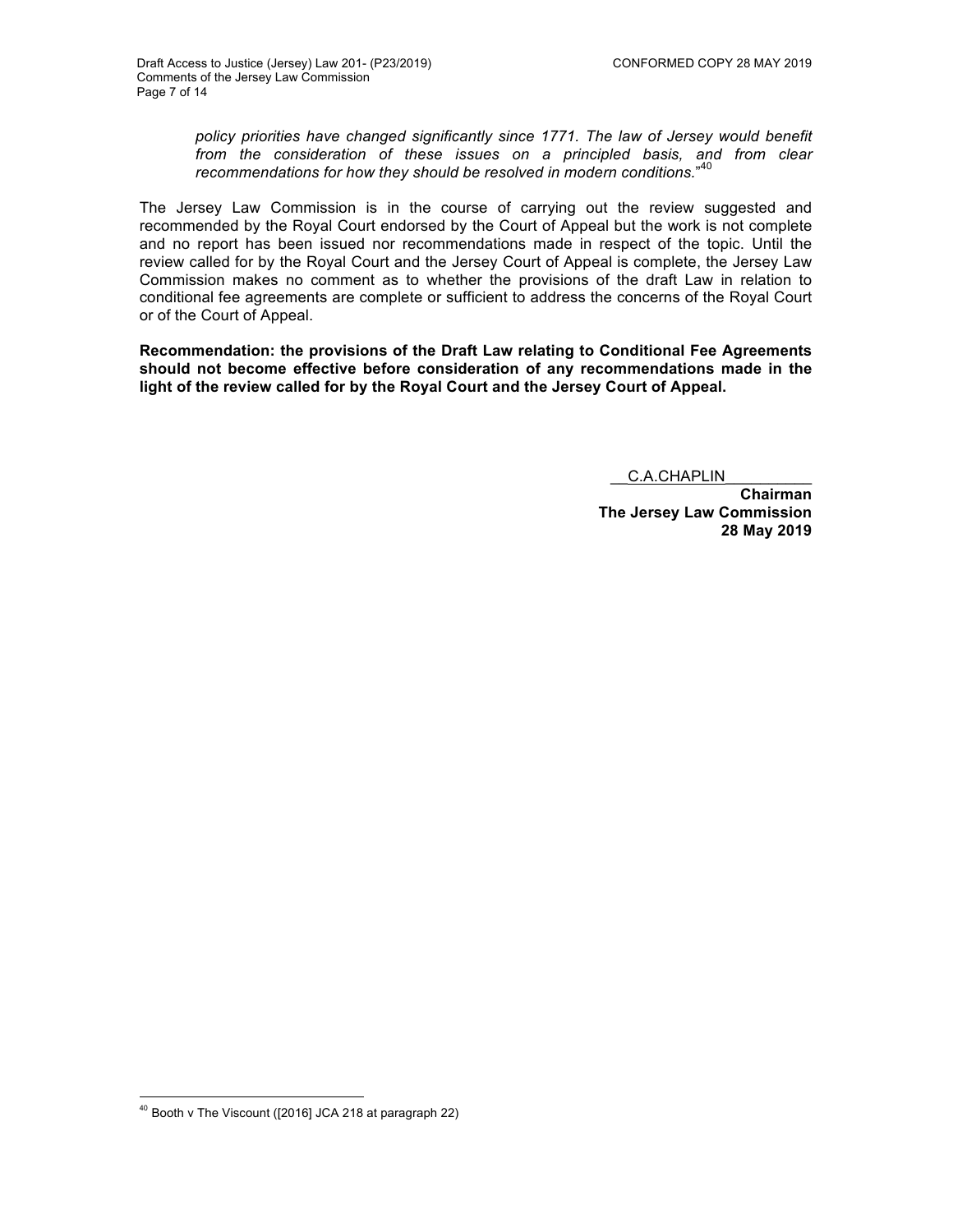> *policy priorities have changed significantly since 1771. The law of Jersey would benefit from the consideration of these issues on a principled basis, and from clear recommendations for how they should be resolved in modern conditions.*"[40]

The Jersey Law Commission is in the course of carrying out the review suggested and recommended by the Royal Court endorsed by the Court of Appeal but the work is not complete and no report has been issued nor recommendations made in respect of the topic. Until the review called for by the Royal Court and the Jersey Court of Appeal is complete, the Jersey Law Commission makes no comment as to whether the provisions of the draft Law in relation to conditional fee agreements are complete or sufficient to address the concerns of the Royal Court or of the Court of Appeal.

**Recommendation: the provisions of the Draft Law relating to Conditional Fee Agreements should not become effective before consideration of any recommendations made in the light of the review called for by the Royal Court and the Jersey Court of Appeal.**

C.A.CHAPLIN

**Chairman**
**The Jersey Law Commission**
**28 May 2019**

[40] Booth v The Viscount ([2016] JCA 218 at paragraph 22)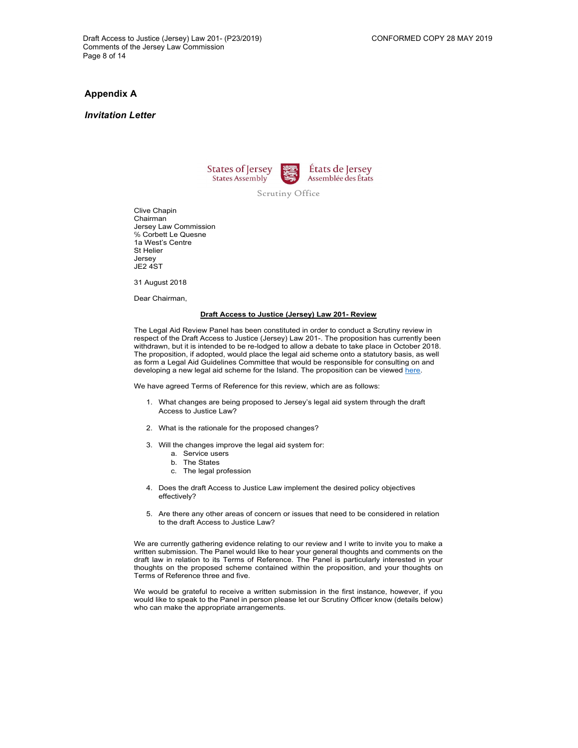## Appendix A

### *Invitation Letter*

States of Jersey
States Assembly

États de Jersey
Assemblée des États

Scrutiny Office

Clive Chapin
Chairman
Jersey Law Commission
℅ Corbett Le Quesne
1a West's Centre
St Helier
Jersey
JE2 4ST

31 August 2018

Dear Chairman,

**Draft Access to Justice (Jersey) Law 201- Review**

The Legal Aid Review Panel has been constituted in order to conduct a Scrutiny review in respect of the Draft Access to Justice (Jersey) Law 201-. The proposition has currently been withdrawn, but it is intended to be re-lodged to allow a debate to take place in October 2018. The proposition, if adopted, would place the legal aid scheme onto a statutory basis, as well as form a Legal Aid Guidelines Committee that would be responsible for consulting on and developing a new legal aid scheme for the Island. The proposition can be viewed here.

We have agreed Terms of Reference for this review, which are as follows:

1. What changes are being proposed to Jersey's legal aid system through the draft Access to Justice Law?

2. What is the rationale for the proposed changes?

3. Will the changes improve the legal aid system for:
   a. Service users
   b. The States
   c. The legal profession

4. Does the draft Access to Justice Law implement the desired policy objectives effectively?

5. Are there any other areas of concern or issues that need to be considered in relation to the draft Access to Justice Law?

We are currently gathering evidence relating to our review and I write to invite you to make a written submission. The Panel would like to hear your general thoughts and comments on the draft law in relation to its Terms of Reference. The Panel is particularly interested in your thoughts on the proposed scheme contained within the proposition, and your thoughts on Terms of Reference three and five.

We would be grateful to receive a written submission in the first instance, however, if you would like to speak to the Panel in person please let our Scrutiny Officer know (details below) who can make the appropriate arrangements.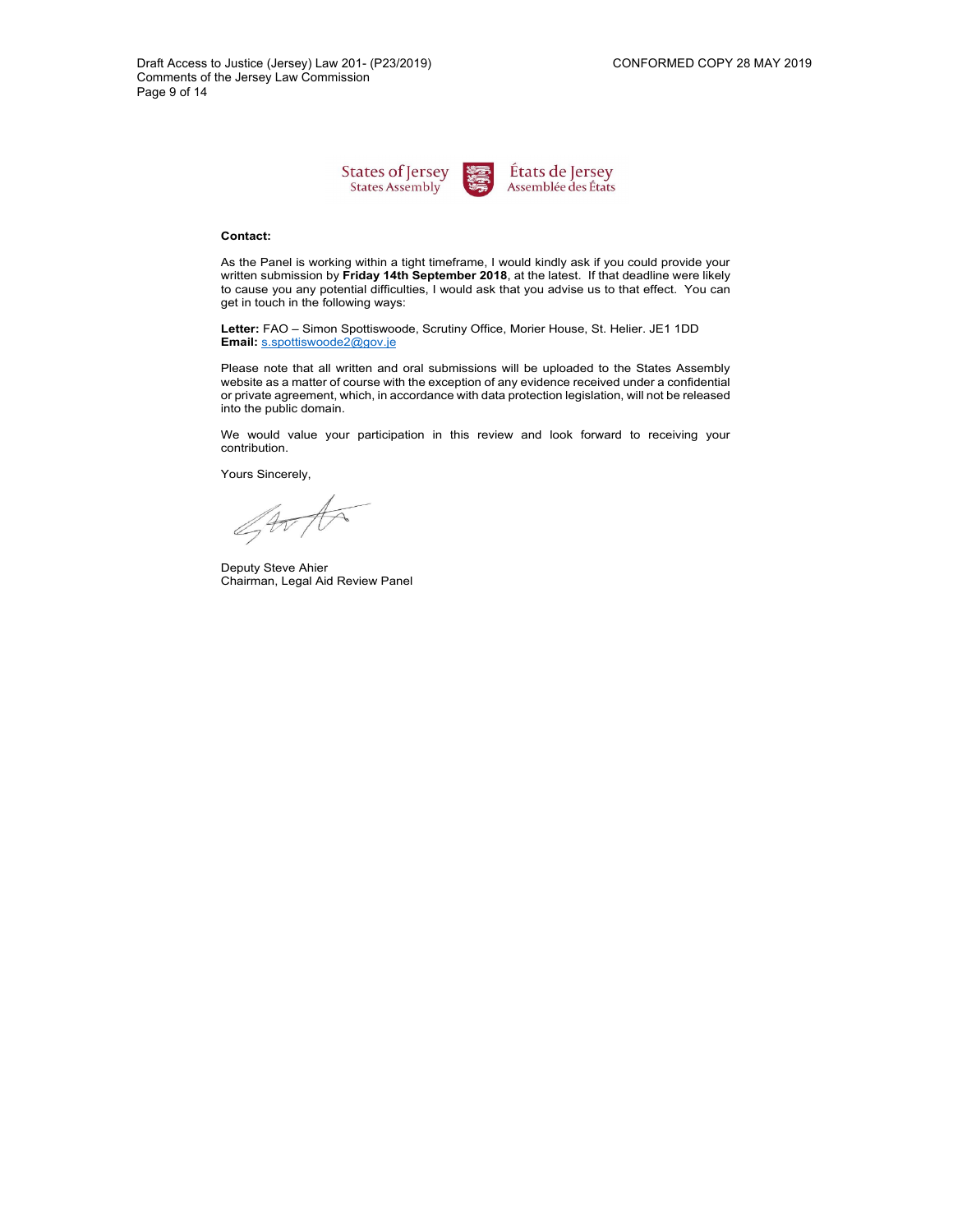States of Jersey
States Assembly

États de Jersey
Assemblée des États

**Contact:**

As the Panel is working within a tight timeframe, I would kindly ask if you could provide your written submission by **Friday 14th September 2018**, at the latest. If that deadline were likely to cause you any potential difficulties, I would ask that you advise us to that effect. You can get in touch in the following ways:

**Letter:** FAO – Simon Spottiswoode, Scrutiny Office, Morier House, St. Helier. JE1 1DD
**Email:** s.spottiswoode2@gov.je

Please note that all written and oral submissions will be uploaded to the States Assembly website as a matter of course with the exception of any evidence received under a confidential or private agreement, which, in accordance with data protection legislation, will not be released into the public domain.

We would value your participation in this review and look forward to receiving your contribution.

Yours Sincerely,

Deputy Steve Ahier
Chairman, Legal Aid Review Panel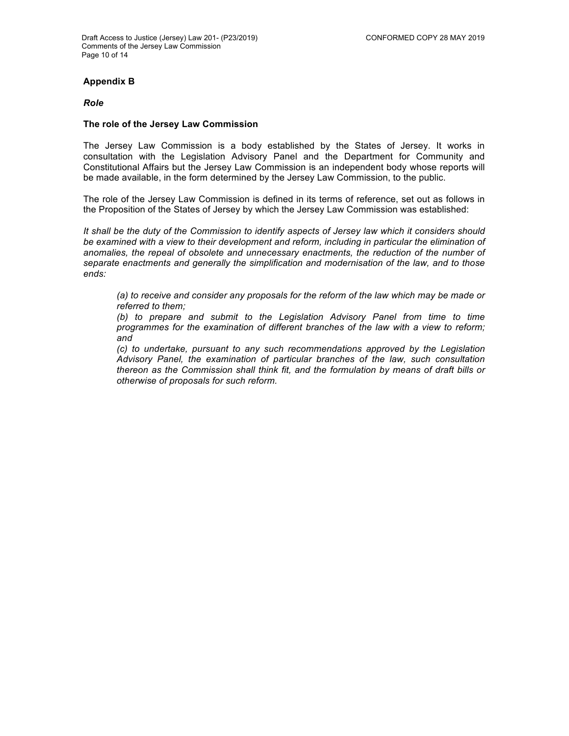## Appendix B

### *Role*

### The role of the Jersey Law Commission

The Jersey Law Commission is a body established by the States of Jersey. It works in consultation with the Legislation Advisory Panel and the Department for Community and Constitutional Affairs but the Jersey Law Commission is an independent body whose reports will be made available, in the form determined by the Jersey Law Commission, to the public.

The role of the Jersey Law Commission is defined in its terms of reference, set out as follows in the Proposition of the States of Jersey by which the Jersey Law Commission was established:

*It shall be the duty of the Commission to identify aspects of Jersey law which it considers should be examined with a view to their development and reform, including in particular the elimination of anomalies, the repeal of obsolete and unnecessary enactments, the reduction of the number of separate enactments and generally the simplification and modernisation of the law, and to those ends:*

> *(a) to receive and consider any proposals for the reform of the law which may be made or referred to them;*
> *(b) to prepare and submit to the Legislation Advisory Panel from time to time programmes for the examination of different branches of the law with a view to reform; and*
> *(c) to undertake, pursuant to any such recommendations approved by the Legislation Advisory Panel, the examination of particular branches of the law, such consultation thereon as the Commission shall think fit, and the formulation by means of draft bills or otherwise of proposals for such reform.*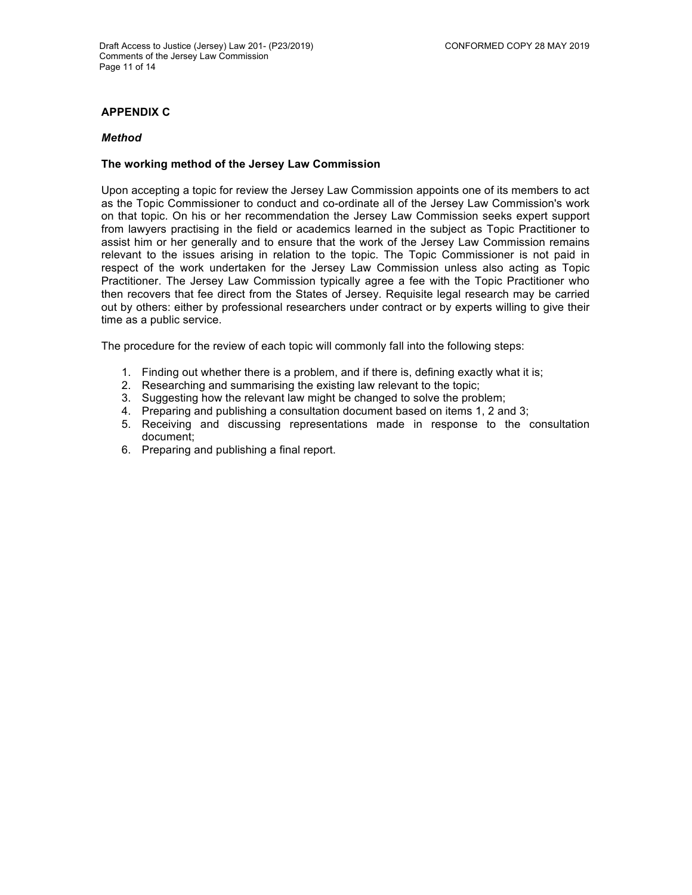## APPENDIX C

### *Method*

### The working method of the Jersey Law Commission

Upon accepting a topic for review the Jersey Law Commission appoints one of its members to act as the Topic Commissioner to conduct and co-ordinate all of the Jersey Law Commission's work on that topic. On his or her recommendation the Jersey Law Commission seeks expert support from lawyers practising in the field or academics learned in the subject as Topic Practitioner to assist him or her generally and to ensure that the work of the Jersey Law Commission remains relevant to the issues arising in relation to the topic. The Topic Commissioner is not paid in respect of the work undertaken for the Jersey Law Commission unless also acting as Topic Practitioner. The Jersey Law Commission typically agree a fee with the Topic Practitioner who then recovers that fee direct from the States of Jersey. Requisite legal research may be carried out by others: either by professional researchers under contract or by experts willing to give their time as a public service.

The procedure for the review of each topic will commonly fall into the following steps:

1. Finding out whether there is a problem, and if there is, defining exactly what it is;
2. Researching and summarising the existing law relevant to the topic;
3. Suggesting how the relevant law might be changed to solve the problem;
4. Preparing and publishing a consultation document based on items 1, 2 and 3;
5. Receiving and discussing representations made in response to the consultation document;
6. Preparing and publishing a final report.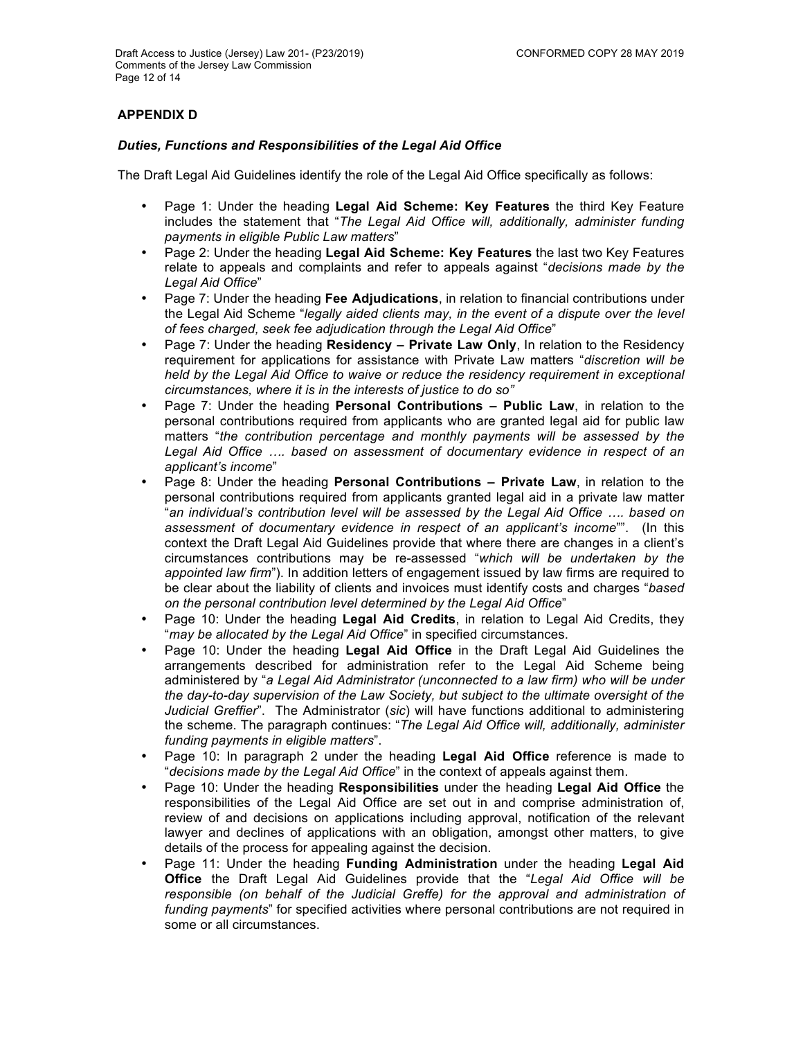## APPENDIX D

***Duties, Functions and Responsibilities of the Legal Aid Office***

The Draft Legal Aid Guidelines identify the role of the Legal Aid Office specifically as follows:

- Page 1: Under the heading **Legal Aid Scheme: Key Features** the third Key Feature includes the statement that "*The Legal Aid Office will, additionally, administer funding payments in eligible Public Law matters*"
- Page 2: Under the heading **Legal Aid Scheme: Key Features** the last two Key Features relate to appeals and complaints and refer to appeals against "*decisions made by the Legal Aid Office*"
- Page 7: Under the heading **Fee Adjudications**, in relation to financial contributions under the Legal Aid Scheme "*legally aided clients may, in the event of a dispute over the level of fees charged, seek fee adjudication through the Legal Aid Office*"
- Page 7: Under the heading **Residency – Private Law Only**, In relation to the Residency requirement for applications for assistance with Private Law matters "*discretion will be held by the Legal Aid Office to waive or reduce the residency requirement in exceptional circumstances, where it is in the interests of justice to do so"*
- Page 7: Under the heading **Personal Contributions – Public Law**, in relation to the personal contributions required from applicants who are granted legal aid for public law matters "*the contribution percentage and monthly payments will be assessed by the Legal Aid Office …. based on assessment of documentary evidence in respect of an applicant's income*"
- Page 8: Under the heading **Personal Contributions – Private Law**, in relation to the personal contributions required from applicants granted legal aid in a private law matter "*an individual's contribution level will be assessed by the Legal Aid Office …. based on assessment of documentary evidence in respect of an applicant's income*"". (In this context the Draft Legal Aid Guidelines provide that where there are changes in a client's circumstances contributions may be re-assessed "*which will be undertaken by the appointed law firm*"). In addition letters of engagement issued by law firms are required to be clear about the liability of clients and invoices must identify costs and charges "*based on the personal contribution level determined by the Legal Aid Office*"
- Page 10: Under the heading **Legal Aid Credits**, in relation to Legal Aid Credits, they "*may be allocated by the Legal Aid Office*" in specified circumstances.
- Page 10: Under the heading **Legal Aid Office** in the Draft Legal Aid Guidelines the arrangements described for administration refer to the Legal Aid Scheme being administered by "*a Legal Aid Administrator (unconnected to a law firm) who will be under the day-to-day supervision of the Law Society, but subject to the ultimate oversight of the Judicial Greffier*". The Administrator (*sic*) will have functions additional to administering the scheme. The paragraph continues: "*The Legal Aid Office will, additionally, administer funding payments in eligible matters*".
- Page 10: In paragraph 2 under the heading **Legal Aid Office** reference is made to "*decisions made by the Legal Aid Office*" in the context of appeals against them.
- Page 10: Under the heading **Responsibilities** under the heading **Legal Aid Office** the responsibilities of the Legal Aid Office are set out in and comprise administration of, review of and decisions on applications including approval, notification of the relevant lawyer and declines of applications with an obligation, amongst other matters, to give details of the process for appealing against the decision.
- Page 11: Under the heading **Funding Administration** under the heading **Legal Aid Office** the Draft Legal Aid Guidelines provide that the "*Legal Aid Office will be responsible (on behalf of the Judicial Greffe) for the approval and administration of funding payments*" for specified activities where personal contributions are not required in some or all circumstances.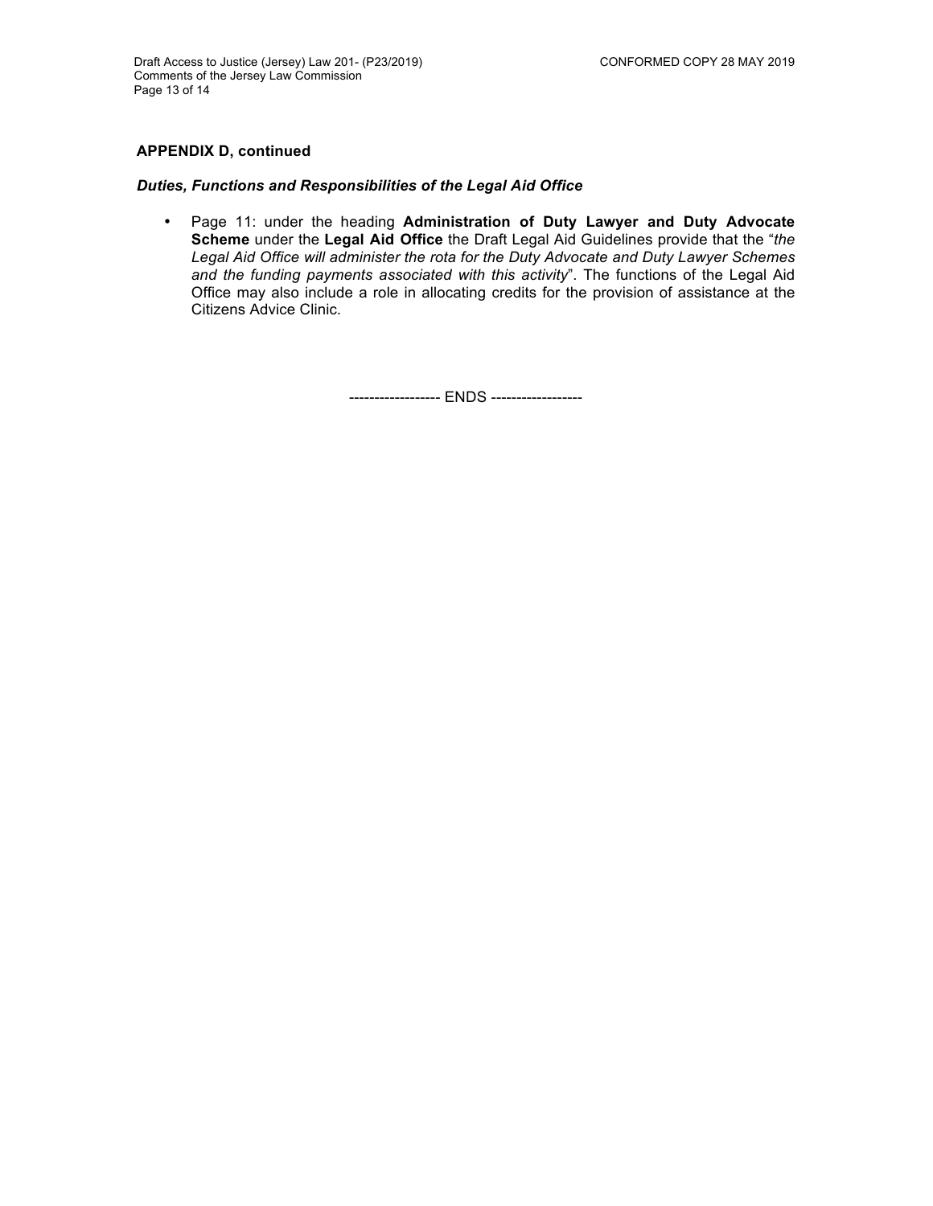**APPENDIX D, continued**

***Duties, Functions and Responsibilities of the Legal Aid Office***

- Page 11: under the heading **Administration of Duty Lawyer and Duty Advocate Scheme** under the **Legal Aid Office** the Draft Legal Aid Guidelines provide that the "*the Legal Aid Office will administer the rota for the Duty Advocate and Duty Lawyer Schemes and the funding payments associated with this activity*". The functions of the Legal Aid Office may also include a role in allocating credits for the provision of assistance at the Citizens Advice Clinic.

------------------ ENDS ------------------